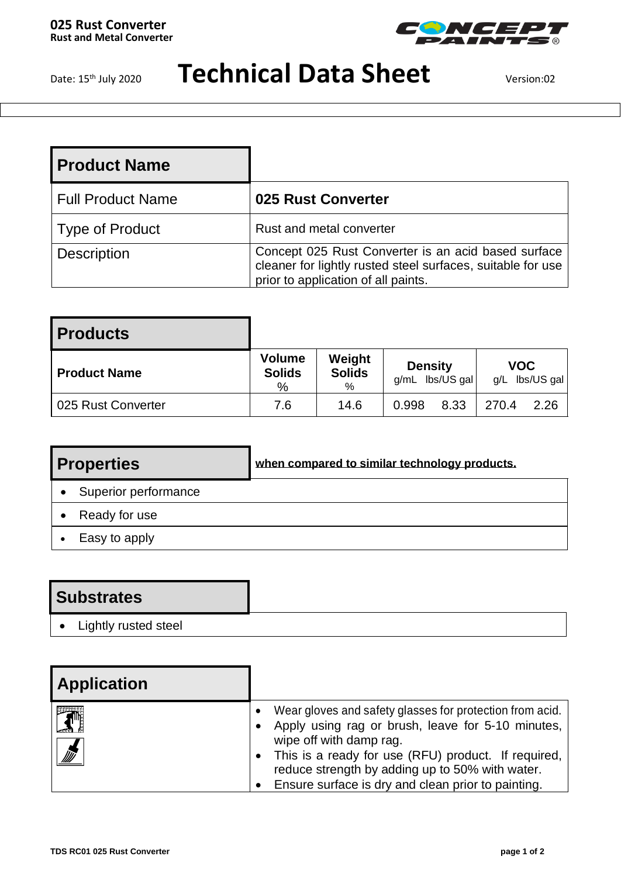**025 Rust Converter**
**Rust and Metal Converter**

Date: 15th July 2020

# Technical Data Sheet

Version:02

## Product Name

| | |
|---|---|
| Full Product Name | **025 Rust Converter** |
| Type of Product | Rust and metal converter |
| Description | Concept 025 Rust Converter is an acid based surface cleaner for lightly rusted steel surfaces, suitable for use prior to application of all paints. |

## Products

| Product Name | Volume Solids % | Weight Solids % | Density g/mL | Density lbs/US gal | VOC g/L | VOC lbs/US gal |
|---|---|---|---|---|---|---|
| 025 Rust Converter | 7.6 | 14.6 | 0.998 | 8.33 | 270.4 | 2.26 |

## Properties

**when compared to similar technology products.**

- Superior performance
- Ready for use
- Easy to apply

## Substrates

- Lightly rusted steel

## Application

- Wear gloves and safety glasses for protection from acid.
- Apply using rag or brush, leave for 5-10 minutes, wipe off with damp rag.
- This is a ready for use (RFU) product. If required, reduce strength by adding up to 50% with water.
- Ensure surface is dry and clean prior to painting.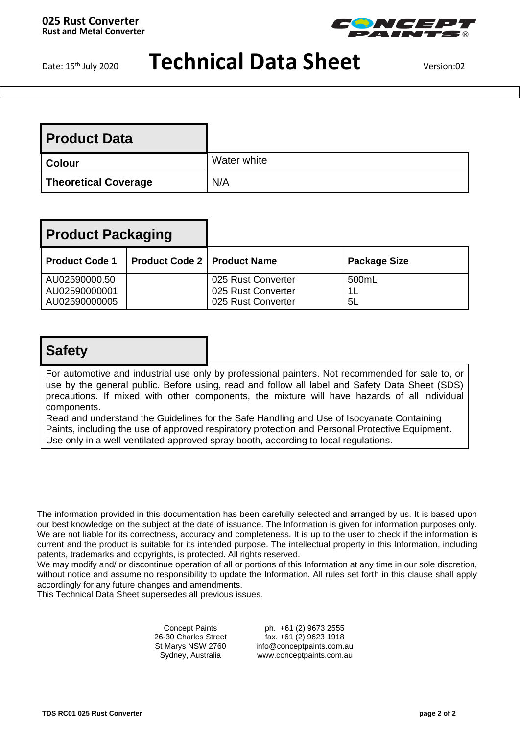**025 Rust Converter**
**Rust and Metal Converter**

Date: 15th July 2020

# Technical Data Sheet

Version:02

## Product Data

| | |
|---|---|
| **Colour** | Water white |
| **Theoretical Coverage** | N/A |

## Product Packaging

| Product Code 1 | Product Code 2 | Product Name | Package Size |
|---|---|---|---|
| AU02590000.50 | | 025 Rust Converter | 500mL |
| AU02590000001 | | 025 Rust Converter | 1L |
| AU02590000005 | | 025 Rust Converter | 5L |

## Safety

For automotive and industrial use only by professional painters. Not recommended for sale to, or use by the general public. Before using, read and follow all label and Safety Data Sheet (SDS) precautions. If mixed with other components, the mixture will have hazards of all individual components.
Read and understand the Guidelines for the Safe Handling and Use of Isocyanate Containing Paints, including the use of approved respiratory protection and Personal Protective Equipment. Use only in a well-ventilated approved spray booth, according to local regulations.

The information provided in this documentation has been carefully selected and arranged by us. It is based upon our best knowledge on the subject at the date of issuance. The Information is given for information purposes only. We are not liable for its correctness, accuracy and completeness. It is up to the user to check if the information is current and the product is suitable for its intended purpose. The intellectual property in this Information, including patents, trademarks and copyrights, is protected. All rights reserved.
We may modify and/ or discontinue operation of all or portions of this Information at any time in our sole discretion, without notice and assume no responsibility to update the Information. All rules set forth in this clause shall apply accordingly for any future changes and amendments.
This Technical Data Sheet supersedes all previous issues.

Concept Paints
26-30 Charles Street
St Marys NSW 2760
Sydney, Australia

ph. +61 (2) 9673 2555
fax. +61 (2) 9623 1918
info@conceptpaints.com.au
www.conceptpaints.com.au